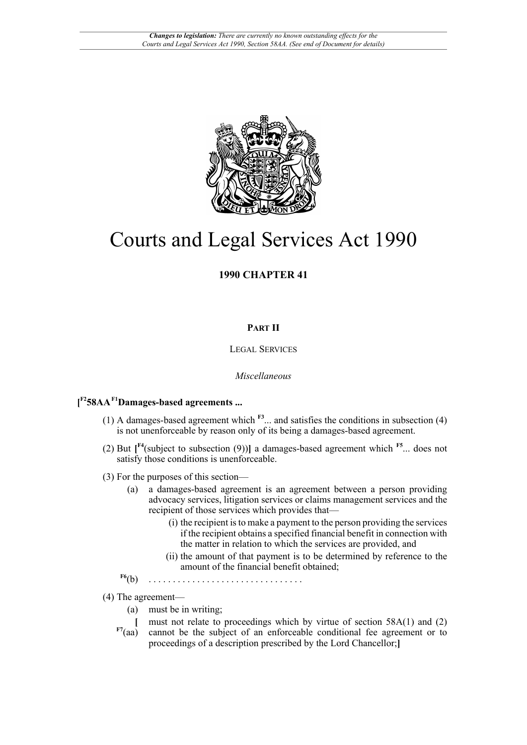*Changes to legislation: There are currently no known outstanding effects for the Courts and Legal Services Act 1990, Section 58AA. (See end of Document for details)*

# Courts and Legal Services Act 1990

**1990 CHAPTER 41**

**PART II**

LEGAL SERVICES

*Miscellaneous*

**[F2 58AA F1 Damages-based agreements ...**

(1) A damages-based agreement which F3... and satisfies the conditions in subsection (4) is not unenforceable by reason only of its being a damages-based agreement.

(2) But [F4(subject to subsection (9))] a damages-based agreement which F5... does not satisfy those conditions is unenforceable.

(3) For the purposes of this section—

- (a) a damages-based agreement is an agreement between a person providing advocacy services, litigation services or claims management services and the recipient of those services which provides that—
  - (i) the recipient is to make a payment to the person providing the services if the recipient obtains a specified financial benefit in connection with the matter in relation to which the services are provided, and
  - (ii) the amount of that payment is to be determined by reference to the amount of the financial benefit obtained;
- F6(b) . . . . . . . . . . . . . . . . . . . . . . . . . . . . . . .

(4) The agreement—

- (a) must be in writing;
- [F7(aa) must not relate to proceedings which by virtue of section 58A(1) and (2) cannot be the subject of an enforceable conditional fee agreement or to proceedings of a description prescribed by the Lord Chancellor;]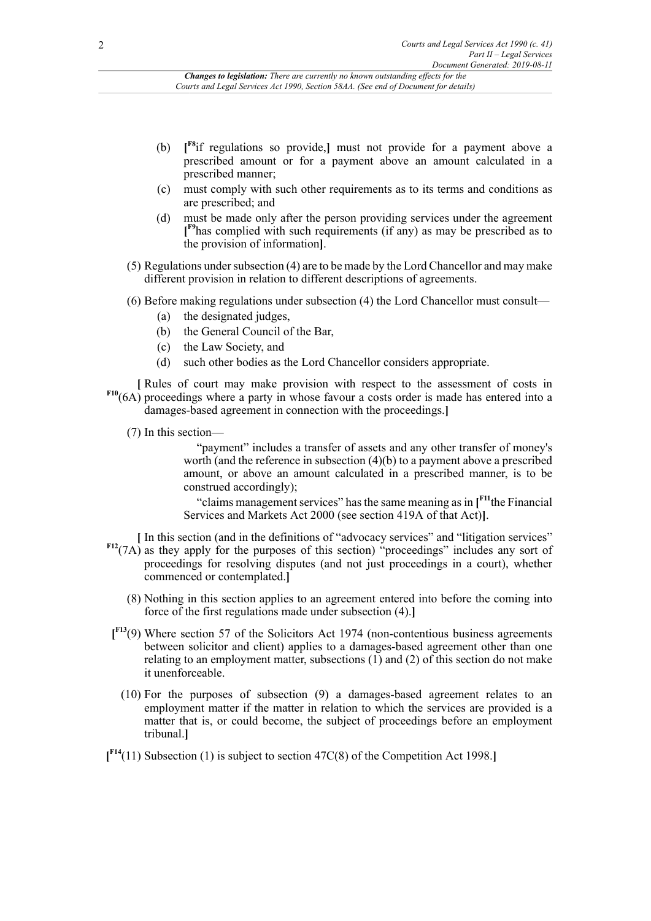(b) [F8 if regulations so provide,] must not provide for a payment above a prescribed amount or for a payment above an amount calculated in a prescribed manner;

(c) must comply with such other requirements as to its terms and conditions as are prescribed; and

(d) must be made only after the person providing services under the agreement [F9 has complied with such requirements (if any) as may be prescribed as to the provision of information].

(5) Regulations under subsection (4) are to be made by the Lord Chancellor and may make different provision in relation to different descriptions of agreements.

(6) Before making regulations under subsection (4) the Lord Chancellor must consult—

(a) the designated judges,

(b) the General Council of the Bar,

(c) the Law Society, and

(d) such other bodies as the Lord Chancellor considers appropriate.

[F10 (6A) Rules of court may make provision with respect to the assessment of costs in proceedings where a party in whose favour a costs order is made has entered into a damages-based agreement in connection with the proceedings.]

(7) In this section—

"payment" includes a transfer of assets and any other transfer of money's worth (and the reference in subsection (4)(b) to a payment above a prescribed amount, or above an amount calculated in a prescribed manner, is to be construed accordingly);

"claims management services" has the same meaning as in [F11 the Financial Services and Markets Act 2000 (see section 419A of that Act)].

[F12 (7A) In this section (and in the definitions of "advocacy services" and "litigation services" as they apply for the purposes of this section) "proceedings" includes any sort of proceedings for resolving disputes (and not just proceedings in a court), whether commenced or contemplated.]

(8) Nothing in this section applies to an agreement entered into before the coming into force of the first regulations made under subsection (4).]

[F13 (9) Where section 57 of the Solicitors Act 1974 (non-contentious business agreements between solicitor and client) applies to a damages-based agreement other than one relating to an employment matter, subsections (1) and (2) of this section do not make it unenforceable.

(10) For the purposes of subsection (9) a damages-based agreement relates to an employment matter if the matter in relation to which the services are provided is a matter that is, or could become, the subject of proceedings before an employment tribunal.]

[F14 (11) Subsection (1) is subject to section 47C(8) of the Competition Act 1998.]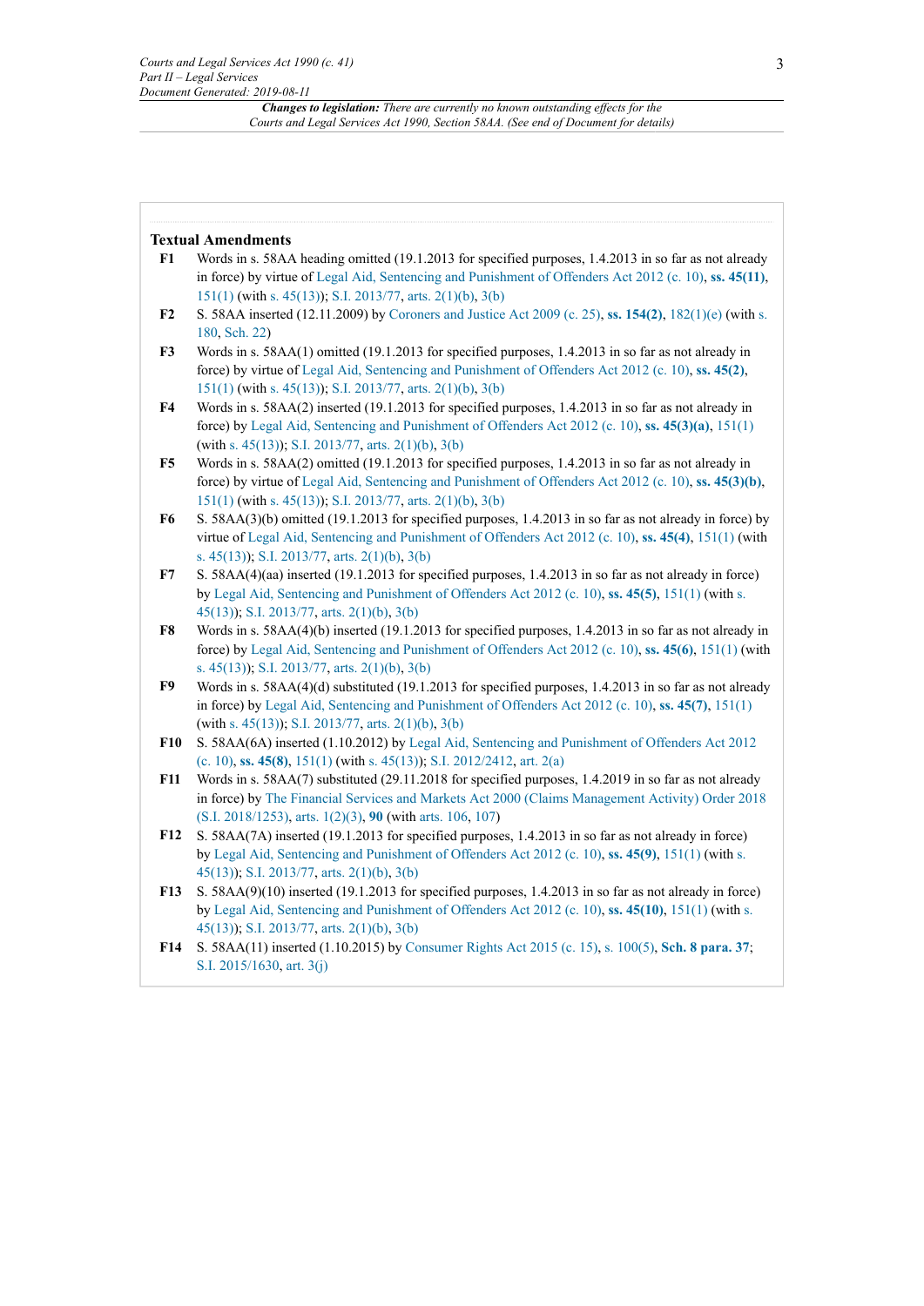**Textual Amendments**

**F1** Words in s. 58AA heading omitted (19.1.2013 for specified purposes, 1.4.2013 in so far as not already in force) by virtue of Legal Aid, Sentencing and Punishment of Offenders Act 2012 (c. 10), **ss. 45(11)**, 151(1) (with s. 45(13)); S.I. 2013/77, arts. 2(1)(b), 3(b)

**F2** S. 58AA inserted (12.11.2009) by Coroners and Justice Act 2009 (c. 25), **ss. 154(2)**, 182(1)(e) (with s. 180, Sch. 22)

**F3** Words in s. 58AA(1) omitted (19.1.2013 for specified purposes, 1.4.2013 in so far as not already in force) by virtue of Legal Aid, Sentencing and Punishment of Offenders Act 2012 (c. 10), **ss. 45(2)**, 151(1) (with s. 45(13)); S.I. 2013/77, arts. 2(1)(b), 3(b)

**F4** Words in s. 58AA(2) inserted (19.1.2013 for specified purposes, 1.4.2013 in so far as not already in force) by Legal Aid, Sentencing and Punishment of Offenders Act 2012 (c. 10), **ss. 45(3)(a)**, 151(1) (with s. 45(13)); S.I. 2013/77, arts. 2(1)(b), 3(b)

**F5** Words in s. 58AA(2) omitted (19.1.2013 for specified purposes, 1.4.2013 in so far as not already in force) by virtue of Legal Aid, Sentencing and Punishment of Offenders Act 2012 (c. 10), **ss. 45(3)(b)**, 151(1) (with s. 45(13)); S.I. 2013/77, arts. 2(1)(b), 3(b)

**F6** S. 58AA(3)(b) omitted (19.1.2013 for specified purposes, 1.4.2013 in so far as not already in force) by virtue of Legal Aid, Sentencing and Punishment of Offenders Act 2012 (c. 10), **ss. 45(4)**, 151(1) (with s. 45(13)); S.I. 2013/77, arts. 2(1)(b), 3(b)

**F7** S. 58AA(4)(aa) inserted (19.1.2013 for specified purposes, 1.4.2013 in so far as not already in force) by Legal Aid, Sentencing and Punishment of Offenders Act 2012 (c. 10), **ss. 45(5)**, 151(1) (with s. 45(13)); S.I. 2013/77, arts. 2(1)(b), 3(b)

**F8** Words in s. 58AA(4)(b) inserted (19.1.2013 for specified purposes, 1.4.2013 in so far as not already in force) by Legal Aid, Sentencing and Punishment of Offenders Act 2012 (c. 10), **ss. 45(6)**, 151(1) (with s. 45(13)); S.I. 2013/77, arts. 2(1)(b), 3(b)

**F9** Words in s. 58AA(4)(d) substituted (19.1.2013 for specified purposes, 1.4.2013 in so far as not already in force) by Legal Aid, Sentencing and Punishment of Offenders Act 2012 (c. 10), **ss. 45(7)**, 151(1) (with s. 45(13)); S.I. 2013/77, arts. 2(1)(b), 3(b)

**F10** S. 58AA(6A) inserted (1.10.2012) by Legal Aid, Sentencing and Punishment of Offenders Act 2012 (c. 10), **ss. 45(8)**, 151(1) (with s. 45(13)); S.I. 2012/2412, art. 2(a)

**F11** Words in s. 58AA(7) substituted (29.11.2018 for specified purposes, 1.4.2019 in so far as not already in force) by The Financial Services and Markets Act 2000 (Claims Management Activity) Order 2018 (S.I. 2018/1253), arts. 1(2)(3), **90** (with arts. 106, 107)

**F12** S. 58AA(7A) inserted (19.1.2013 for specified purposes, 1.4.2013 in so far as not already in force) by Legal Aid, Sentencing and Punishment of Offenders Act 2012 (c. 10), **ss. 45(9)**, 151(1) (with s. 45(13)); S.I. 2013/77, arts. 2(1)(b), 3(b)

**F13** S. 58AA(9)(10) inserted (19.1.2013 for specified purposes, 1.4.2013 in so far as not already in force) by Legal Aid, Sentencing and Punishment of Offenders Act 2012 (c. 10), **ss. 45(10)**, 151(1) (with s. 45(13)); S.I. 2013/77, arts. 2(1)(b), 3(b)

**F14** S. 58AA(11) inserted (1.10.2015) by Consumer Rights Act 2015 (c. 15), s. 100(5), **Sch. 8 para. 37**; S.I. 2015/1630, art. 3(j)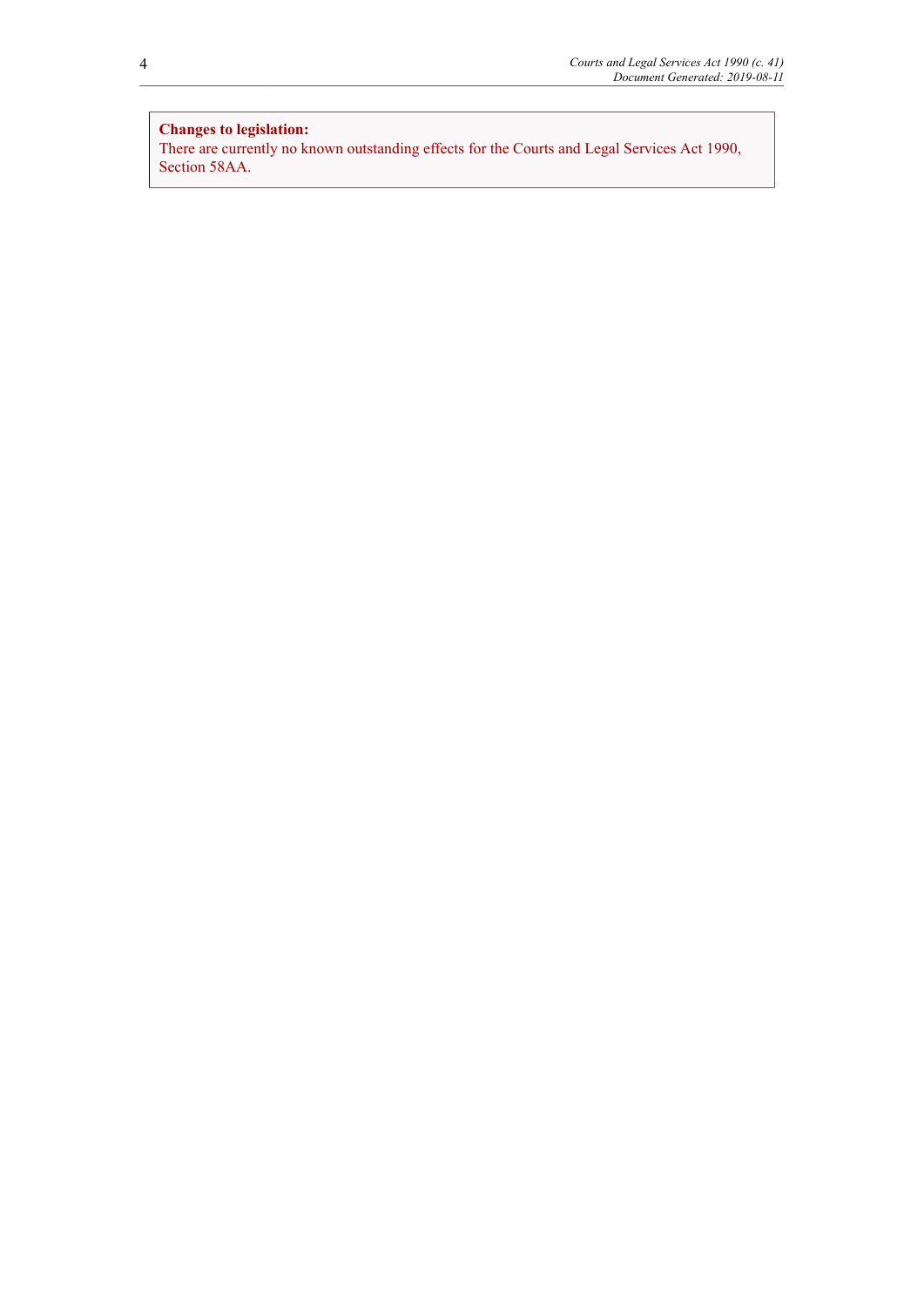**Changes to legislation:**
There are currently no known outstanding effects for the Courts and Legal Services Act 1990, Section 58AA.